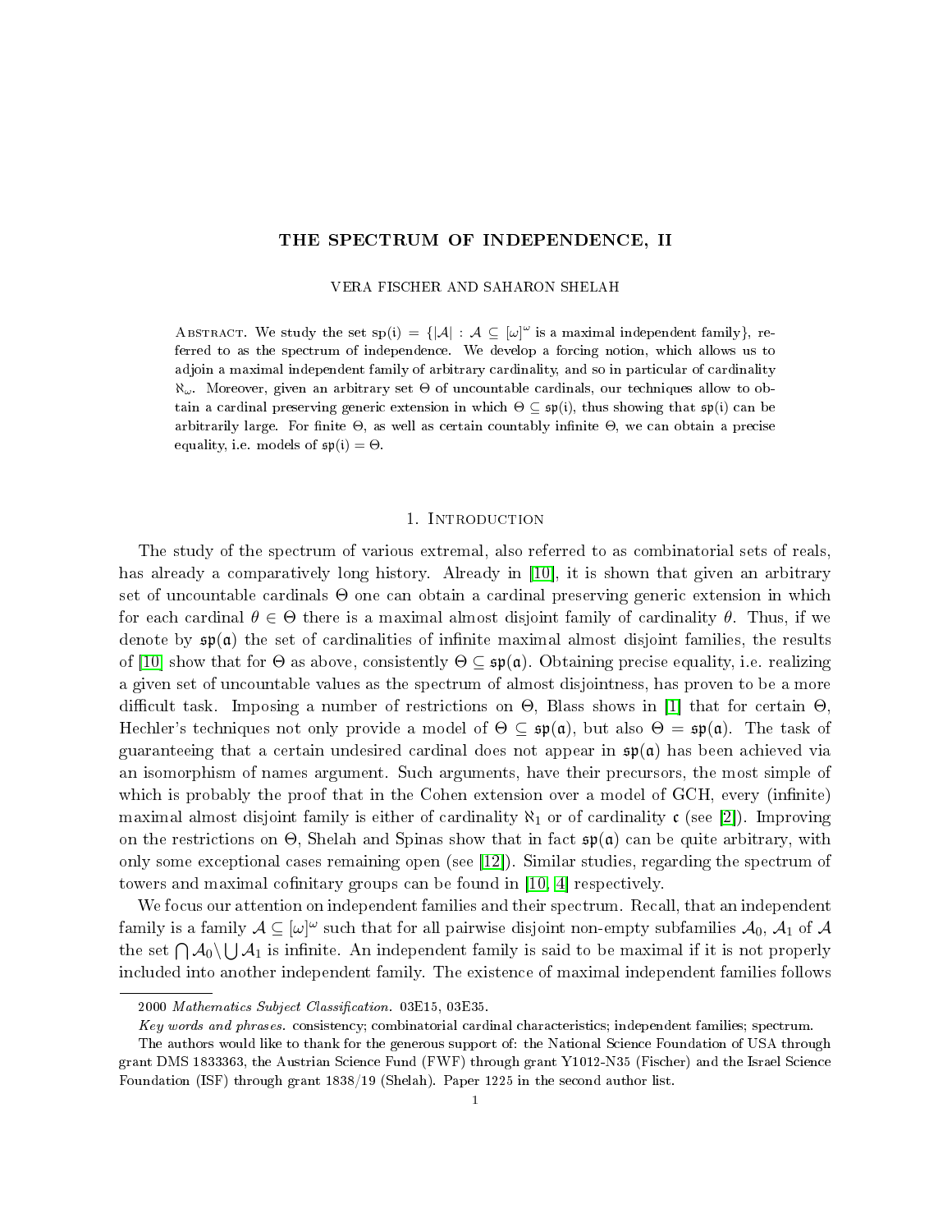# THE SPECTRUM OF INDEPENDENCE, II

VERA FISCHER AND SAHARON SHELAH

ABSTRACT. We study the set $\mathrm{sp}(\mathrm{i}) = \{|\mathcal{A}| : \mathcal{A} \subseteq [\omega]^\omega$ is a maximal independent family$\}$, referred to as the spectrum of independence. We develop a forcing notion, which allows us to adjoin a maximal independent family of arbitrary cardinality, and so in particular of cardinality $\aleph_\omega$. Moreover, given an arbitrary set $\Theta$ of uncountable cardinals, our techniques allow to obtain a cardinal preserving generic extension in which $\Theta \subseteq \mathfrak{sp}(\mathrm{i})$, thus showing that $\mathfrak{sp}(\mathrm{i})$ can be arbitrarily large. For finite $\Theta$, as well as certain countably infinite $\Theta$, we can obtain a precise equality, i.e. models of $\mathfrak{sp}(\mathrm{i}) = \Theta$.

## 1. INTRODUCTION

The study of the spectrum of various extremal, also referred to as combinatorial sets of reals, has already a comparatively long history. Already in [10], it is shown that given an arbitrary set of uncountable cardinals $\Theta$ one can obtain a cardinal preserving generic extension in which for each cardinal $\theta \in \Theta$ there is a maximal almost disjoint family of cardinality $\theta$. Thus, if we denote by $\mathfrak{sp}(\mathfrak{a})$ the set of cardinalities of infinite maximal almost disjoint families, the results of [10] show that for $\Theta$ as above, consistently $\Theta \subseteq \mathfrak{sp}(\mathfrak{a})$. Obtaining precise equality, i.e. realizing a given set of uncountable values as the spectrum of almost disjointness, has proven to be a more difficult task. Imposing a number of restrictions on $\Theta$, Blass shows in [1] that for certain $\Theta$, Hechler's techniques not only provide a model of $\Theta \subseteq \mathfrak{sp}(\mathfrak{a})$, but also $\Theta = \mathfrak{sp}(\mathfrak{a})$. The task of guaranteeing that a certain undesired cardinal does not appear in $\mathfrak{sp}(\mathfrak{a})$ has been achieved via an isomorphism of names argument. Such arguments, have their precursors, the most simple of which is probably the proof that in the Cohen extension over a model of GCH, every (infinite) maximal almost disjoint family is either of cardinality $\aleph_1$ or of cardinality $\mathfrak{c}$ (see [2]). Improving on the restrictions on $\Theta$, Shelah and Spinas show that in fact $\mathfrak{sp}(\mathfrak{a})$ can be quite arbitrary, with only some exceptional cases remaining open (see [12]). Similar studies, regarding the spectrum of towers and maximal cofinitary groups can be found in [10, 4] respectively.

We focus our attention on independent families and their spectrum. Recall, that an independent family is a family $\mathcal{A} \subseteq [\omega]^\omega$ such that for all pairwise disjoint non-empty subfamilies $\mathcal{A}_0$, $\mathcal{A}_1$ of $\mathcal{A}$ the set $\bigcap \mathcal{A}_0 \backslash \bigcup \mathcal{A}_1$ is infinite. An independent family is said to be maximal if it is not properly included into another independent family. The existence of maximal independent families follows

---

2000 *Mathematics Subject Classification.* 03E15, 03E35.

*Key words and phrases.* consistency; combinatorial cardinal characteristics; independent families; spectrum.

The authors would like to thank for the generous support of: the National Science Foundation of USA through grant DMS 1833363, the Austrian Science Fund (FWF) through grant Y1012-N35 (Fischer) and the Israel Science Foundation (ISF) through grant 1838/19 (Shelah). Paper 1225 in the second author list.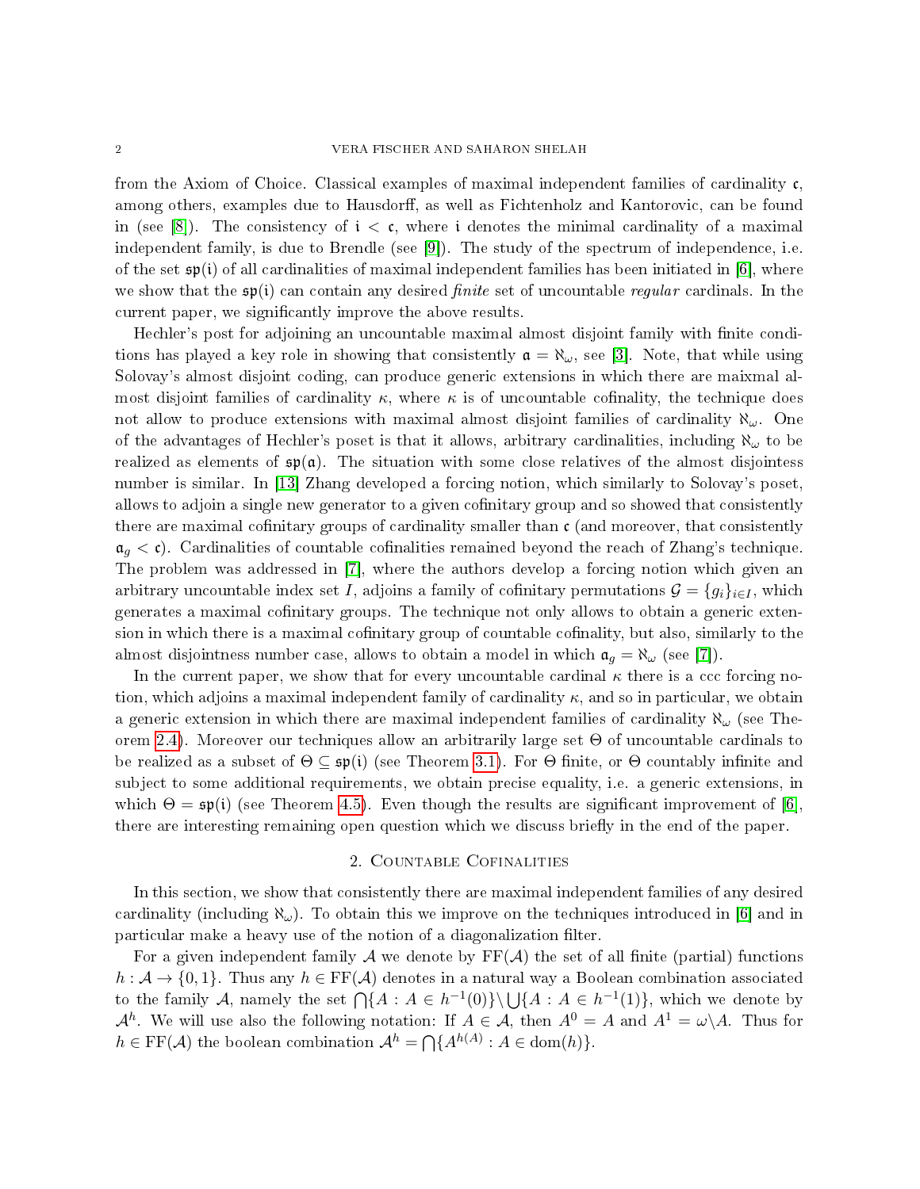from the Axiom of Choice. Classical examples of maximal independent families of cardinality $\mathfrak{c}$, among others, examples due to Hausdorff, as well as Fichtenholz and Kantorovic, can be found in (see [8]). The consistency of $\mathfrak{i} < \mathfrak{c}$, where $\mathfrak{i}$ denotes the minimal cardinality of a maximal independent family, is due to Brendle (see [9]). The study of the spectrum of independence, i.e. of the set $\mathfrak{sp}(\mathfrak{i})$ of all cardinalities of maximal independent families has been initiated in [6], where we show that the $\mathfrak{sp}(\mathfrak{i})$ can contain any desired *finite* set of uncountable *regular* cardinals. In the current paper, we significantly improve the above results.

Hechler's post for adjoining an uncountable maximal almost disjoint family with finite conditions has played a key role in showing that consistently $\mathfrak{a} = \aleph_\omega$, see [3]. Note, that while using Solovay's almost disjoint coding, can produce generic extensions in which there are maixmal almost disjoint families of cardinality $\kappa$, where $\kappa$ is of uncountable cofinality, the technique does not allow to produce extensions with maximal almost disjoint families of cardinality $\aleph_\omega$. One of the advantages of Hechler's poset is that it allows, arbitrary cardinalities, including $\aleph_\omega$ to be realized as elements of $\mathfrak{sp}(\mathfrak{a})$. The situation with some close relatives of the almost disjointess number is similar. In [13] Zhang developed a forcing notion, which similarly to Solovay's poset, allows to adjoin a single new generator to a given cofinitary group and so showed that consistently there are maximal cofinitary groups of cardinality smaller than $\mathfrak{c}$ (and moreover, that consistently $\mathfrak{a}_g < \mathfrak{c}$). Cardinalities of countable cofinalities remained beyond the reach of Zhang's technique. The problem was addressed in [7], where the authors develop a forcing notion which given an arbitrary uncountable index set $I$, adjoins a family of cofinitary permutations $\mathcal{G} = \{g_i\}_{i \in I}$, which generates a maximal cofinitary groups. The technique not only allows to obtain a generic extension in which there is a maximal cofinitary group of countable cofinality, but also, similarly to the almost disjointness number case, allows to obtain a model in which $\mathfrak{a}_g = \aleph_\omega$ (see [7]).

In the current paper, we show that for every uncountable cardinal $\kappa$ there is a ccc forcing notion, which adjoins a maximal independent family of cardinality $\kappa$, and so in particular, we obtain a generic extension in which there are maximal independent families of cardinality $\aleph_\omega$ (see Theorem 2.4). Moreover our techniques allow an arbitrarily large set $\Theta$ of uncountable cardinals to be realized as a subset of $\Theta \subseteq \mathfrak{sp}(\mathfrak{i})$ (see Theorem 3.1). For $\Theta$ finite, or $\Theta$ countably infinite and subject to some additional requirements, we obtain precise equality, i.e. a generic extensions, in which $\Theta = \mathfrak{sp}(\mathfrak{i})$ (see Theorem 4.5). Even though the results are significant improvement of [6], there are interesting remaining open question which we discuss briefly in the end of the paper.

## 2. Countable Cofinalities

In this section, we show that consistently there are maximal independent families of any desired cardinality (including $\aleph_\omega$). To obtain this we improve on the techniques introduced in [6] and in particular make a heavy use of the notion of a diagonalization filter.

For a given independent family $\mathcal{A}$ we denote by $\mathrm{FF}(\mathcal{A})$ the set of all finite (partial) functions $h : \mathcal{A} \to \{0, 1\}$. Thus any $h \in \mathrm{FF}(\mathcal{A})$ denotes in a natural way a Boolean combination associated to the family $\mathcal{A}$, namely the set $\bigcap\{A : A \in h^{-1}(0)\} \backslash \bigcup\{A : A \in h^{-1}(1)\}$, which we denote by $\mathcal{A}^h$. We will use also the following notation: If $A \in \mathcal{A}$, then $A^0 = A$ and $A^1 = \omega \backslash A$. Thus for $h \in \mathrm{FF}(\mathcal{A})$ the boolean combination $\mathcal{A}^h = \bigcap\{A^{h(A)} : A \in \mathrm{dom}(h)\}$.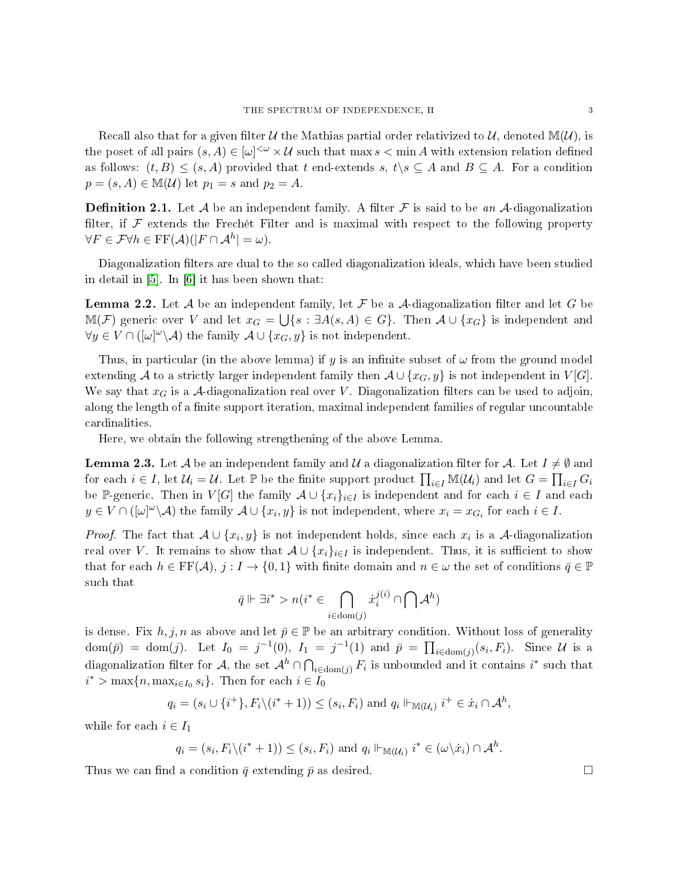Recall also that for a given filter $\mathcal{U}$ the Mathias partial order relativized to $\mathcal{U}$, denoted $\mathbb{M}(\mathcal{U})$, is the poset of all pairs $(s, A) \in [\omega]^{<\omega} \times \mathcal{U}$ such that $\max s < \min A$ with extension relation defined as follows: $(t, B) \leq (s, A)$ provided that $t$ end-extends $s$, $t \backslash s \subseteq A$ and $B \subseteq A$. For a condition $p = (s, A) \in \mathbb{M}(\mathcal{U})$ let $p_1 = s$ and $p_2 = A$.

**Definition 2.1.** Let $\mathcal{A}$ be an independent family. A filter $\mathcal{F}$ is said to be *an* $\mathcal{A}$-diagonalization filter, if $\mathcal{F}$ extends the Frechét Filter and is maximal with respect to the following property $\forall F \in \mathcal{F} \forall h \in \mathrm{FF}(\mathcal{A})(|F \cap \mathcal{A}^h| = \omega)$.

Diagonalization filters are dual to the so called diagonalization ideals, which have been studied in detail in [5]. In [6] it has been shown that:

**Lemma 2.2.** Let $\mathcal{A}$ be an independent family, let $\mathcal{F}$ be a $\mathcal{A}$-diagonalization filter and let $G$ be $\mathbb{M}(\mathcal{F})$ generic over $V$ and let $x_G = \bigcup\{s : \exists A(s, A) \in G\}$. Then $\mathcal{A} \cup \{x_G\}$ is independent and $\forall y \in V \cap ([\omega]^\omega \backslash \mathcal{A})$ the family $\mathcal{A} \cup \{x_G, y\}$ is not independent.

Thus, in particular (in the above lemma) if $y$ is an infinite subset of $\omega$ from the ground model extending $\mathcal{A}$ to a strictly larger independent family then $\mathcal{A} \cup \{x_G, y\}$ is not independent in $V[G]$. We say that $x_G$ is a $\mathcal{A}$-diagonalization real over $V$. Diagonalization filters can be used to adjoin, along the length of a finite support iteration, maximal independent families of regular uncountable cardinalities.

Here, we obtain the following strengthening of the above Lemma.

**Lemma 2.3.** Let $\mathcal{A}$ be an independent family and $\mathcal{U}$ a diagonalization filter for $\mathcal{A}$. Let $I \neq \emptyset$ and for each $i \in I$, let $\mathcal{U}_i = \mathcal{U}$. Let $\mathbb{P}$ be the finite support product $\prod_{i \in I} \mathbb{M}(\mathcal{U}_i)$ and let $G = \prod_{i \in I} G_i$ be $\mathbb{P}$-generic. Then in $V[G]$ the family $\mathcal{A} \cup \{x_i\}_{i \in I}$ is independent and for each $i \in I$ and each $y \in V \cap ([\omega]^\omega \backslash \mathcal{A})$ the family $\mathcal{A} \cup \{x_i, y\}$ is not independent, where $x_i = x_{G_i}$ for each $i \in I$.

*Proof.* The fact that $\mathcal{A} \cup \{x_i, y\}$ is not independent holds, since each $x_i$ is a $\mathcal{A}$-diagonalization real over $V$. It remains to show that $\mathcal{A} \cup \{x_i\}_{i \in I}$ is independent. Thus, it is sufficient to show that for each $h \in \mathrm{FF}(\mathcal{A})$, $j : I \to \{0, 1\}$ with finite domain and $n \in \omega$ the set of conditions $\bar{q} \in \mathbb{P}$ such that

$$\bar{q} \Vdash \exists i^* > n(i^* \in \bigcap_{i \in \mathrm{dom}(j)} \dot{x}_i^{j(i)} \cap \bigcap \mathcal{A}^h)$$

is dense. Fix $h, j, n$ as above and let $\bar{p} \in \mathbb{P}$ be an arbitrary condition. Without loss of generality $\mathrm{dom}(\bar{p}) = \mathrm{dom}(j)$. Let $I_0 = j^{-1}(0)$, $I_1 = j^{-1}(1)$ and $\bar{p} = \prod_{i \in \mathrm{dom}(j)} (s_i, F_i)$. Since $\mathcal{U}$ is a diagonalization filter for $\mathcal{A}$, the set $\mathcal{A}^h \cap \bigcap_{i \in \mathrm{dom}(j)} F_i$ is unbounded and it contains $i^*$ such that $i^* > \max\{n, \max_{i \in I_0} s_i\}$. Then for each $i \in I_0$

$$q_i = (s_i \cup \{i^+\}, F_i \backslash (i^* + 1)) \leq (s_i, F_i) \text{ and } q_i \Vdash_{\mathbb{M}(\mathcal{U}_i)} i^+ \in \dot{x}_i \cap \mathcal{A}^h,$$

while for each $i \in I_1$

$$q_i = (s_i, F_i \backslash (i^* + 1)) \leq (s_i, F_i) \text{ and } q_i \Vdash_{\mathbb{M}(\mathcal{U}_i)} i^* \in (\omega \backslash \dot{x}_i) \cap \mathcal{A}^h.$$

Thus we can find a condition $\bar{q}$ extending $\bar{p}$ as desired. $\square$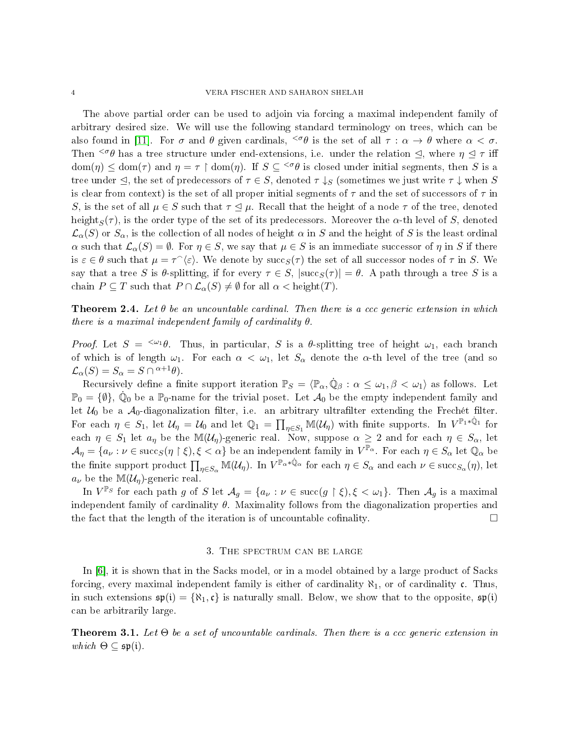The above partial order can be used to adjoin via forcing a maximal independent family of arbitrary desired size. We will use the following standard terminology on trees, which can be also found in [11]. For $\sigma$ and $\theta$ given cardinals, ${}^{<\sigma}\theta$ is the set of all $\tau : \alpha \to \theta$ where $\alpha < \sigma$. Then ${}^{<\sigma}\theta$ has a tree structure under end-extensions, i.e. under the relation $\trianglelefteq$, where $\eta \trianglelefteq \tau$ iff $\mathrm{dom}(\eta) \leq \mathrm{dom}(\tau)$ and $\eta = \tau \upharpoonright \mathrm{dom}(\eta)$. If $S \subseteq {}^{<\sigma}\theta$ is closed under initial segments, then $S$ is a tree under $\trianglelefteq$, the set of predecessors of $\tau \in S$, denoted $\tau \downarrow_S$ (sometimes we just write $\tau \downarrow$ when $S$ is clear from context) is the set of all proper initial segments of $\tau$ and the set of successors of $\tau$ in $S$, is the set of all $\mu \in S$ such that $\tau \trianglelefteq \mu$. Recall that the height of a node $\tau$ of the tree, denoted $\mathrm{height}_S(\tau)$, is the order type of the set of its predecessors. Moreover the $\alpha$-th level of $S$, denoted $\mathcal{L}_\alpha(S)$ or $S_\alpha$, is the collection of all nodes of height $\alpha$ in $S$ and the height of $S$ is the least ordinal $\alpha$ such that $\mathcal{L}_\alpha(S) = \emptyset$. For $\eta \in S$, we say that $\mu \in S$ is an immediate successor of $\eta$ in $S$ if there is $\varepsilon \in \theta$ such that $\mu = \tau^\frown\langle\varepsilon\rangle$. We denote by $\mathrm{succ}_S(\tau)$ the set of all successor nodes of $\tau$ in $S$. We say that a tree $S$ is $\theta$-splitting, if for every $\tau \in S$, $|\mathrm{succ}_S(\tau)| = \theta$. A path through a tree $S$ is a chain $P \subseteq T$ such that $P \cap \mathcal{L}_\alpha(S) \neq \emptyset$ for all $\alpha < \mathrm{height}(T)$.

**Theorem 2.4.** *Let $\theta$ be an uncountable cardinal. Then there is a ccc generic extension in which there is a maximal independent family of cardinality $\theta$.*

*Proof.* Let $S = {}^{<\omega_1}\theta$. Thus, in particular, $S$ is a $\theta$-splitting tree of height $\omega_1$, each branch of which is of length $\omega_1$. For each $\alpha < \omega_1$, let $S_\alpha$ denote the $\alpha$-th level of the tree (and so $\mathcal{L}_\alpha(S) = S_\alpha = S \cap {}^{\alpha+1}\theta$).

Recursively define a finite support iteration $\mathbb{P}_S = \langle \mathbb{P}_\alpha, \dot{\mathbb{Q}}_\beta : \alpha \leq \omega_1, \beta < \omega_1\rangle$ as follows. Let $\mathbb{P}_0 = \{\emptyset\}$, $\dot{\mathbb{Q}}_0$ be a $\mathbb{P}_0$-name for the trivial poset. Let $\mathcal{A}_0$ be the empty independent family and let $\mathcal{U}_0$ be a $\mathcal{A}_0$-diagonalization filter, i.e. an arbitrary ultrafilter extending the Frechét filter. For each $\eta \in S_1$, let $\mathcal{U}_\eta = \mathcal{U}_0$ and let $\mathbb{Q}_1 = \prod_{\eta \in S_1} \mathbb{M}(\mathcal{U}_\eta)$ with finite supports. In $V^{\mathbb{P}_1 * \dot{\mathbb{Q}}_1}$ for each $\eta \in S_1$ let $a_\eta$ be the $\mathbb{M}(\mathcal{U}_\eta)$-generic real. Now, suppose $\alpha \geq 2$ and for each $\eta \in S_\alpha$, let $\mathcal{A}_\eta = \{a_\nu : \nu \in \mathrm{succ}_S(\eta \upharpoonright \xi), \xi < \alpha\}$ be an independent family in $V^{\mathbb{P}_\alpha}$. For each $\eta \in S_\alpha$ let $\mathbb{Q}_\alpha$ be the finite support product $\prod_{\eta \in S_\alpha} \mathbb{M}(\mathcal{U}_\eta)$. In $V^{\mathbb{P}_\alpha * \dot{\mathbb{Q}}_\alpha}$ for each $\eta \in S_\alpha$ and each $\nu \in \mathrm{succ}_{S_\alpha}(\eta)$, let $a_\nu$ be the $\mathbb{M}(\mathcal{U}_\eta)$-generic real.

In $V^{\mathbb{P}_S}$ for each path $g$ of $S$ let $\mathcal{A}_g = \{a_\nu : \nu \in \mathrm{succ}(g \upharpoonright \xi), \xi < \omega_1\}$. Then $\mathcal{A}_g$ is a maximal independent family of cardinality $\theta$. Maximality follows from the diagonalization properties and the fact that the length of the iteration is of uncountable cofinality. $\square$

## 3. The spectrum can be large

In [6], it is shown that in the Sacks model, or in a model obtained by a large product of Sacks forcing, every maximal independent family is either of cardinality $\aleph_1$, or of cardinality $\mathfrak{c}$. Thus, in such extensions $\mathfrak{sp}(\mathfrak{i}) = \{\aleph_1, \mathfrak{c}\}$ is naturally small. Below, we show that to the opposite, $\mathfrak{sp}(\mathfrak{i})$ can be arbitrarily large.

**Theorem 3.1.** *Let $\Theta$ be a set of uncountable cardinals. Then there is a ccc generic extension in which $\Theta \subseteq \mathfrak{sp}(\mathfrak{i})$.*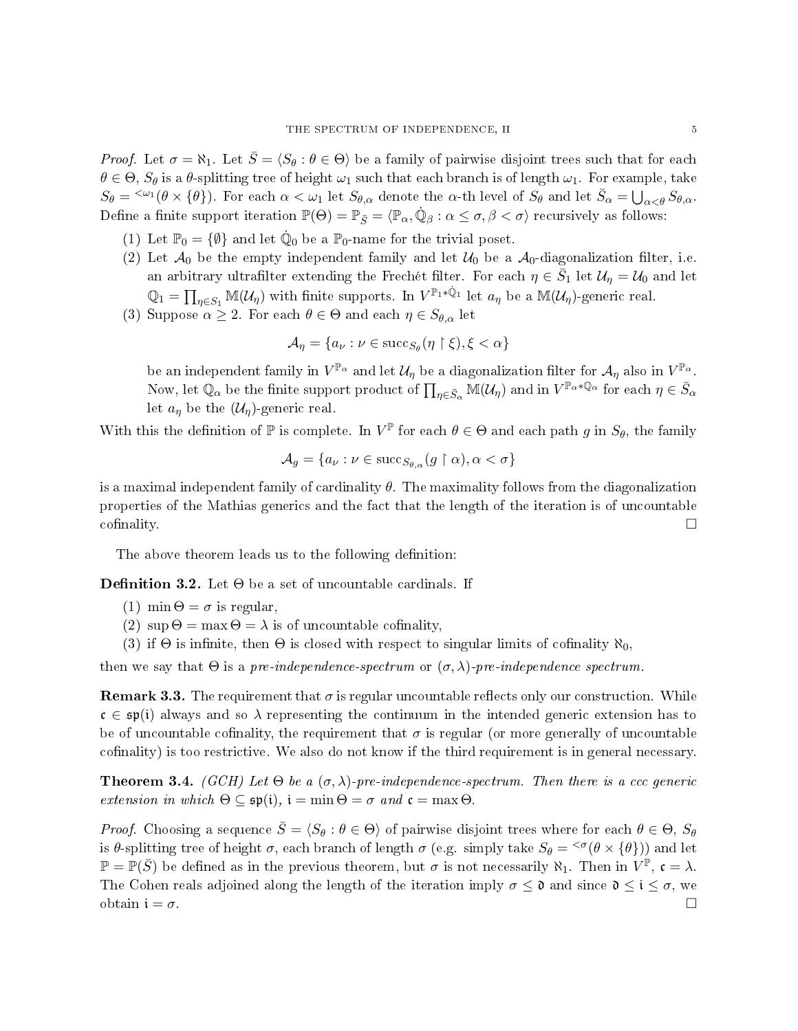*Proof.* Let $\sigma = \aleph_1$. Let $\bar{S} = \langle S_\theta : \theta \in \Theta \rangle$ be a family of pairwise disjoint trees such that for each $\theta \in \Theta$, $S_\theta$ is a $\theta$-splitting tree of height $\omega_1$ such that each branch is of length $\omega_1$. For example, take $S_\theta = {}^{<\omega_1}(\theta \times \{\theta\})$. For each $\alpha < \omega_1$ let $S_{\theta,\alpha}$ denote the $\alpha$-th level of $S_\theta$ and let $\bar{S}_\alpha = \bigcup_{\alpha<\theta} S_{\theta,\alpha}$. Define a finite support iteration $\mathbb{P}(\Theta) = \mathbb{P}_{\bar{S}} = \langle \mathbb{P}_\alpha, \dot{\mathbb{Q}}_\beta : \alpha \leq \sigma, \beta < \sigma \rangle$ recursively as follows:

1. Let $\mathbb{P}_0 = \{\emptyset\}$ and let $\dot{\mathbb{Q}}_0$ be a $\mathbb{P}_0$-name for the trivial poset.
2. Let $\mathcal{A}_0$ be the empty independent family and let $\mathcal{U}_0$ be a $\mathcal{A}_0$-diagonalization filter, i.e. an arbitrary ultrafilter extending the Frechét filter. For each $\eta \in \bar{S}_1$ let $\mathcal{U}_\eta = \mathcal{U}_0$ and let $\mathbb{Q}_1 = \prod_{\eta \in S_1} \mathbb{M}(\mathcal{U}_\eta)$ with finite supports. In $V^{\mathbb{P}_1 * \dot{\mathbb{Q}}_1}$ let $a_\eta$ be a $\mathbb{M}(\mathcal{U}_\eta)$-generic real.
3. Suppose $\alpha \geq 2$. For each $\theta \in \Theta$ and each $\eta \in S_{\theta,\alpha}$ let
$$\mathcal{A}_\eta = \{a_\nu : \nu \in \operatorname{succ}_{S_\theta}(\eta \restriction \xi), \xi < \alpha\}$$
be an independent family in $V^{\mathbb{P}_\alpha}$ and let $\mathcal{U}_\eta$ be a diagonalization filter for $\mathcal{A}_\eta$ also in $V^{\mathbb{P}_\alpha}$. Now, let $\mathbb{Q}_\alpha$ be the finite support product of $\prod_{\eta \in \bar{S}_\alpha} \mathbb{M}(\mathcal{U}_\eta)$ and in $V^{\mathbb{P}_\alpha * \mathbb{Q}_\alpha}$ for each $\eta \in \bar{S}_\alpha$ let $a_\eta$ be the $(\mathcal{U}_\eta)$-generic real.

With this the definition of $\mathbb{P}$ is complete. In $V^{\mathbb{P}}$ for each $\theta \in \Theta$ and each path $g$ in $S_\theta$, the family
$$\mathcal{A}_g = \{a_\nu : \nu \in \operatorname{succ}_{S_{\theta,\alpha}}(g \restriction \alpha), \alpha < \sigma\}$$
is a maximal independent family of cardinality $\theta$. The maximality follows from the diagonalization properties of the Mathias generics and the fact that the length of the iteration is of uncountable cofinality. $\square$

The above theorem leads us to the following definition:

**Definition 3.2.** Let $\Theta$ be a set of uncountable cardinals. If

1. $\min \Theta = \sigma$ is regular,
2. $\sup \Theta = \max \Theta = \lambda$ is of uncountable cofinality,
3. if $\Theta$ is infinite, then $\Theta$ is closed with respect to singular limits of cofinality $\aleph_0$,

then we say that $\Theta$ is a *pre-independence-spectrum* or *$(\sigma, \lambda)$-pre-independence spectrum*.

**Remark 3.3.** The requirement that $\sigma$ is regular uncountable reflects only our construction. While $\mathfrak{c} \in \mathfrak{sp}(\mathfrak{i})$ always and so $\lambda$ representing the continuum in the intended generic extension has to be of uncountable cofinality, the requirement that $\sigma$ is regular (or more generally of uncountable cofinality) is too restrictive. We also do not know if the third requirement is in general necessary.

**Theorem 3.4.** *(GCH) Let $\Theta$ be a $(\sigma, \lambda)$-pre-independence-spectrum. Then there is a ccc generic extension in which $\Theta \subseteq \mathfrak{sp}(\mathfrak{i})$, $\mathfrak{i} = \min \Theta = \sigma$ and $\mathfrak{c} = \max \Theta$.*

*Proof.* Choosing a sequence $\bar{S} = \langle S_\theta : \theta \in \Theta \rangle$ of pairwise disjoint trees where for each $\theta \in \Theta$, $S_\theta$ is $\theta$-splitting tree of height $\sigma$, each branch of length $\sigma$ (e.g. simply take $S_\theta = {}^{<\sigma}(\theta \times \{\theta\})$) and let $\mathbb{P} = \mathbb{P}(\bar{S})$ be defined as in the previous theorem, but $\sigma$ is not necessarily $\aleph_1$. Then in $V^{\mathbb{P}}$, $\mathfrak{c} = \lambda$. The Cohen reals adjoined along the length of the iteration imply $\sigma \leq \mathfrak{d}$ and since $\mathfrak{d} \leq \mathfrak{i} \leq \sigma$, we obtain $\mathfrak{i} = \sigma$. $\square$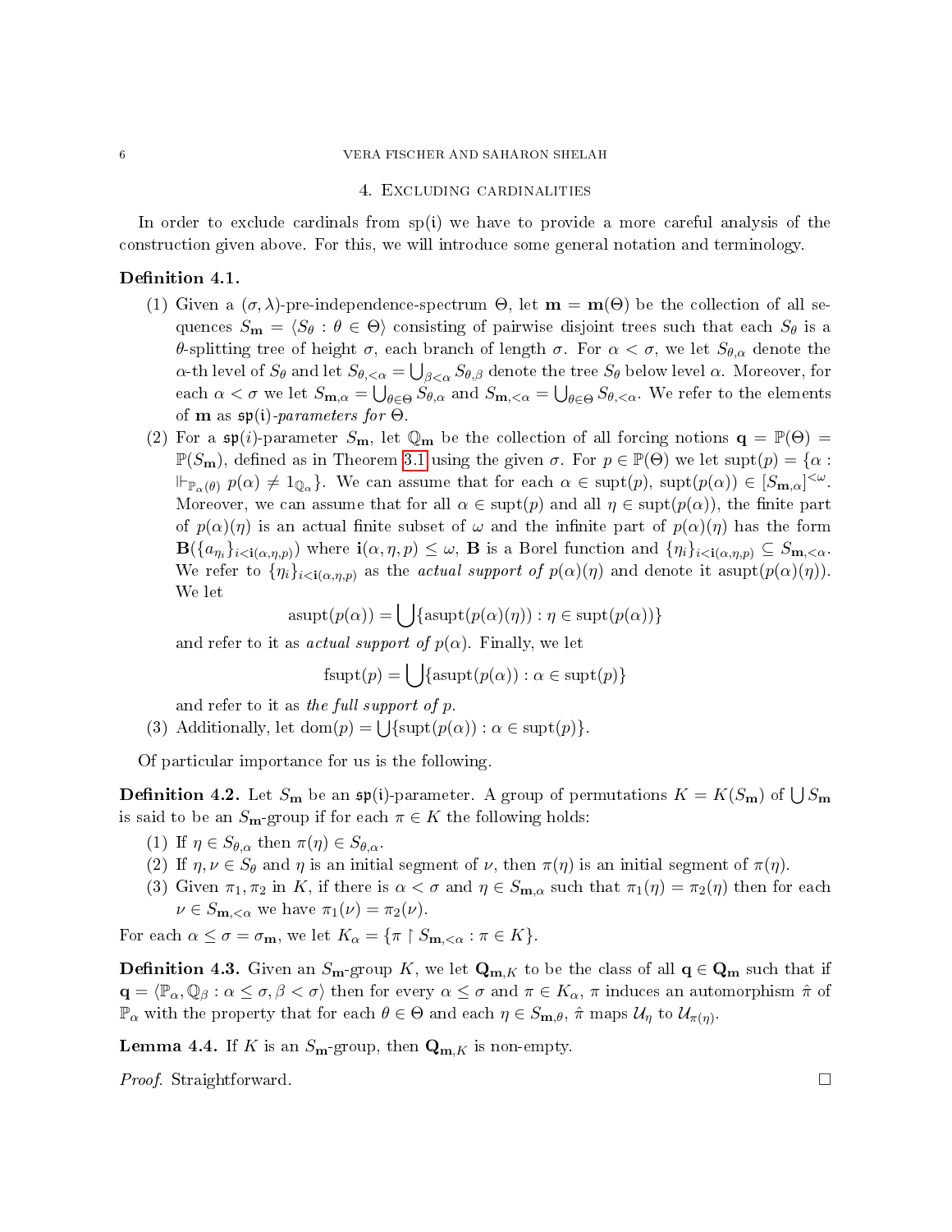## 4. Excluding cardinalities

In order to exclude cardinals from $\mathrm{sp}(\mathfrak{i})$ we have to provide a more careful analysis of the construction given above. For this, we will introduce some general notation and terminology.

**Definition 4.1.**

(1) Given a $(\sigma, \lambda)$-pre-independence-spectrum $\Theta$, let $\mathbf{m} = \mathbf{m}(\Theta)$ be the collection of all sequences $S_{\mathbf{m}} = \langle S_\theta : \theta \in \Theta \rangle$ consisting of pairwise disjoint trees such that each $S_\theta$ is a $\theta$-splitting tree of height $\sigma$, each branch of length $\sigma$. For $\alpha < \sigma$, we let $S_{\theta,\alpha}$ denote the $\alpha$-th level of $S_\theta$ and let $S_{\theta,<\alpha} = \bigcup_{\beta<\alpha} S_{\theta,\beta}$ denote the tree $S_\theta$ below level $\alpha$. Moreover, for each $\alpha < \sigma$ we let $S_{\mathbf{m},\alpha} = \bigcup_{\theta\in\Theta} S_{\theta,\alpha}$ and $S_{\mathbf{m},<\alpha} = \bigcup_{\theta\in\Theta} S_{\theta,<\alpha}$. We refer to the elements of $\mathbf{m}$ as *$\mathfrak{sp}(\mathfrak{i})$-parameters for $\Theta$*.

(2) For a $\mathfrak{sp}(i)$-parameter $S_{\mathbf{m}}$, let $\mathbb{Q}_{\mathbf{m}}$ be the collection of all forcing notions $\mathbf{q} = \mathbb{P}(\Theta) = \mathbb{P}(S_{\mathbf{m}})$, defined as in Theorem 3.1 using the given $\sigma$. For $p \in \mathbb{P}(\Theta)$ we let $\mathrm{supt}(p) = \{\alpha : \Vdash_{\mathbb{P}_\alpha(\theta)} p(\alpha) \neq 1_{\mathbb{Q}_\alpha}\}$. We can assume that for each $\alpha \in \mathrm{supt}(p)$, $\mathrm{supt}(p(\alpha)) \in [S_{\mathbf{m},\alpha}]^{<\omega}$. Moreover, we can assume that for all $\alpha \in \mathrm{supt}(p)$ and all $\eta \in \mathrm{supt}(p(\alpha))$, the finite part of $p(\alpha)(\eta)$ is an actual finite subset of $\omega$ and the infinite part of $p(\alpha)(\eta)$ has the form $\mathbf{B}(\{a_{\eta_i}\}_{i<\mathbf{i}(\alpha,\eta,p)})$ where $\mathbf{i}(\alpha,\eta,p) \leq \omega$, $\mathbf{B}$ is a Borel function and $\{\eta_i\}_{i<\mathbf{i}(\alpha,\eta,p)} \subseteq S_{\mathbf{m},<\alpha}$. We refer to $\{\eta_i\}_{i<\mathbf{i}(\alpha,\eta,p)}$ as the *actual support of* $p(\alpha)(\eta)$ and denote it $\mathrm{asupt}(p(\alpha)(\eta))$. We let

$$\mathrm{asupt}(p(\alpha)) = \bigcup\{\mathrm{asupt}(p(\alpha)(\eta)) : \eta \in \mathrm{supt}(p(\alpha))\}$$

and refer to it as *actual support of* $p(\alpha)$. Finally, we let

$$\mathrm{fsupt}(p) = \bigcup\{\mathrm{asupt}(p(\alpha)) : \alpha \in \mathrm{supt}(p)\}$$

and refer to it as *the full support of* $p$.

(3) Additionally, let $\mathrm{dom}(p) = \bigcup\{\mathrm{supt}(p(\alpha)) : \alpha \in \mathrm{supt}(p)\}$.

Of particular importance for us is the following.

**Definition 4.2.** Let $S_{\mathbf{m}}$ be an $\mathfrak{sp}(\mathfrak{i})$-parameter. A group of permutations $K = K(S_{\mathbf{m}})$ of $\bigcup S_{\mathbf{m}}$ is said to be an $S_{\mathbf{m}}$-group if for each $\pi \in K$ the following holds:

(1) If $\eta \in S_{\theta,\alpha}$ then $\pi(\eta) \in S_{\theta,\alpha}$.
(2) If $\eta, \nu \in S_\theta$ and $\eta$ is an initial segment of $\nu$, then $\pi(\eta)$ is an initial segment of $\pi(\nu)$.
(3) Given $\pi_1, \pi_2$ in $K$, if there is $\alpha < \sigma$ and $\eta \in S_{\mathbf{m},\alpha}$ such that $\pi_1(\eta) = \pi_2(\eta)$ then for each $\nu \in S_{\mathbf{m},<\alpha}$ we have $\pi_1(\nu) = \pi_2(\nu)$.

For each $\alpha \leq \sigma = \sigma_{\mathbf{m}}$, we let $K_\alpha = \{\pi \restriction S_{\mathbf{m},<\alpha} : \pi \in K\}$.

**Definition 4.3.** Given an $S_{\mathbf{m}}$-group $K$, we let $\mathbf{Q}_{\mathbf{m},K}$ to be the class of all $\mathbf{q} \in \mathbf{Q}_{\mathbf{m}}$ such that if $\mathbf{q} = \langle \mathbb{P}_\alpha, \mathbb{Q}_\beta : \alpha \leq \sigma, \beta < \sigma \rangle$ then for every $\alpha \leq \sigma$ and $\pi \in K_\alpha$, $\pi$ induces an automorphism $\hat{\pi}$ of $\mathbb{P}_\alpha$ with the property that for each $\theta \in \Theta$ and each $\eta \in S_{\mathbf{m},\theta}$, $\hat{\pi}$ maps $\mathcal{U}_\eta$ to $\mathcal{U}_{\pi(\eta)}$.

**Lemma 4.4.** If $K$ is an $S_{\mathbf{m}}$-group, then $\mathbf{Q}_{\mathbf{m},K}$ is non-empty.

*Proof.* Straightforward. $\square$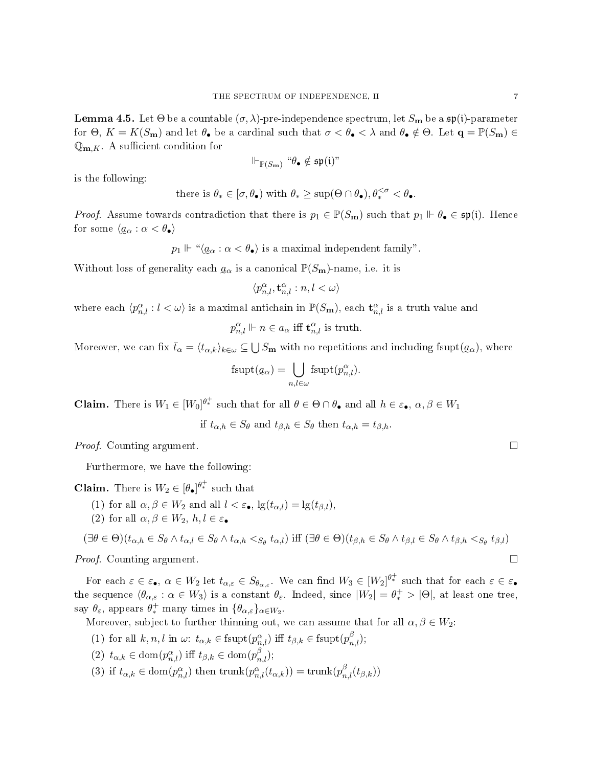**Lemma 4.5.** Let $\Theta$ be a countable $(\sigma, \lambda)$-pre-independence spectrum, let $S_{\mathbf{m}}$ be a $\mathfrak{sp}(\mathfrak{i})$-parameter for $\Theta$, $K = K(S_{\mathbf{m}})$ and let $\theta_\bullet$ be a cardinal such that $\sigma < \theta_\bullet < \lambda$ and $\theta_\bullet \notin \Theta$. Let $\mathbf{q} = \mathbb{P}(S_{\mathbf{m}}) \in \mathbb{Q}_{\mathbf{m},K}$. A sufficient condition for

$$\Vdash_{\mathbb{P}(S_{\mathbf{m}})} \text{“}\theta_\bullet \notin \mathfrak{sp}(\mathfrak{i})\text{”}$$

is the following:

$$\text{there is } \theta_* \in [\sigma, \theta_\bullet) \text{ with } \theta_* \geq \sup(\Theta \cap \theta_\bullet), \theta_*^{<\sigma} < \theta_\bullet.$$

*Proof.* Assume towards contradiction that there is $p_1 \in \mathbb{P}(S_{\mathbf{m}})$ such that $p_1 \Vdash \theta_\bullet \in \mathfrak{sp}(\mathfrak{i})$. Hence for some $\langle \underaccent{\sim}{a}_\alpha : \alpha < \theta_\bullet \rangle$

$$p_1 \Vdash \text{“}\langle \underaccent{\sim}{a}_\alpha : \alpha < \theta_\bullet \rangle \text{ is a maximal independent family”}.$$

Without loss of generality each $\underaccent{\sim}{a}_\alpha$ is a canonical $\mathbb{P}(S_{\mathbf{m}})$-name, i.e. it is

$$\langle p^\alpha_{n,l}, \mathbf{t}^\alpha_{n,l} : n, l < \omega \rangle$$

where each $\langle p^\alpha_{n,l} : l < \omega \rangle$ is a maximal antichain in $\mathbb{P}(S_{\mathbf{m}})$, each $\mathbf{t}^\alpha_{n,l}$ is a truth value and

$$p^\alpha_{n,l} \Vdash n \in a_\alpha \text{ iff } \mathbf{t}^\alpha_{n,l} \text{ is truth.}$$

Moreover, we can fix $\bar{t}_\alpha = \langle t_{\alpha,k} \rangle_{k \in \omega} \subseteq \bigcup S_{\mathbf{m}}$ with no repetitions and including $\text{fsupt}(\underaccent{\sim}{a}_\alpha)$, where

$$\text{fsupt}(\underaccent{\sim}{a}_\alpha) = \bigcup_{n,l \in \omega} \text{fsupt}(p^\alpha_{n,l}).$$

**Claim.** There is $W_1 \in [W_0]^{\theta_*^+}$ such that for all $\theta \in \Theta \cap \theta_\bullet$ and all $h \in \varepsilon_\bullet$, $\alpha, \beta \in W_1$

$$\text{if } t_{\alpha,h} \in S_\theta \text{ and } t_{\beta,h} \in S_\theta \text{ then } t_{\alpha,h} = t_{\beta,h}.$$

*Proof.* Counting argument. $\square$

Furthermore, we have the following:

**Claim.** There is $W_2 \in [\theta_\bullet]^{\theta_*^+}$ such that

1. for all $\alpha, \beta \in W_2$ and all $l < \varepsilon_\bullet$, $\text{lg}(t_{\alpha,l}) = \text{lg}(t_{\beta,l})$,
2. for all $\alpha, \beta \in W_2$, $h, l \in \varepsilon_\bullet$

$$(\exists \theta \in \Theta)(t_{\alpha,h} \in S_\theta \wedge t_{\alpha,l} \in S_\theta \wedge t_{\alpha,h} <_{S_\theta} t_{\alpha,l}) \text{ iff } (\exists \theta \in \Theta)(t_{\beta,h} \in S_\theta \wedge t_{\beta,l} \in S_\theta \wedge t_{\beta,h} <_{S_\theta} t_{\beta,l})$$

*Proof.* Counting argument. $\square$

For each $\varepsilon \in \varepsilon_\bullet$, $\alpha \in W_2$ let $t_{\alpha,\varepsilon} \in S_{\theta_{\alpha,\varepsilon}}$. We can find $W_3 \in [W_2]^{\theta_*^+}$ such that for each $\varepsilon \in \varepsilon_\bullet$ the sequence $\langle \theta_{\alpha,\varepsilon} : \alpha \in W_3 \rangle$ is a constant $\theta_\varepsilon$. Indeed, since $|W_2| = \theta_*^+ > |\Theta|$, at least one tree, say $\theta_\varepsilon$, appears $\theta_*^+$ many times in $\{\theta_{\alpha,\varepsilon}\}_{\alpha \in W_2}$.

Moreover, subject to further thinning out, we can assume that for all $\alpha, \beta \in W_2$:

1. for all $k, n, l$ in $\omega$: $t_{\alpha,k} \in \text{fsupt}(p^\alpha_{n,l})$ iff $t_{\beta,k} \in \text{fsupt}(p^\beta_{n,l})$;
2. $t_{\alpha,k} \in \text{dom}(p^\alpha_{n,l})$ iff $t_{\beta,k} \in \text{dom}(p^\beta_{n,l})$;
3. if $t_{\alpha,k} \in \text{dom}(p^\alpha_{n,l})$ then $\text{trunk}(p^\alpha_{n,l}(t_{\alpha,k})) = \text{trunk}(p^\beta_{n,l}(t_{\beta,k}))$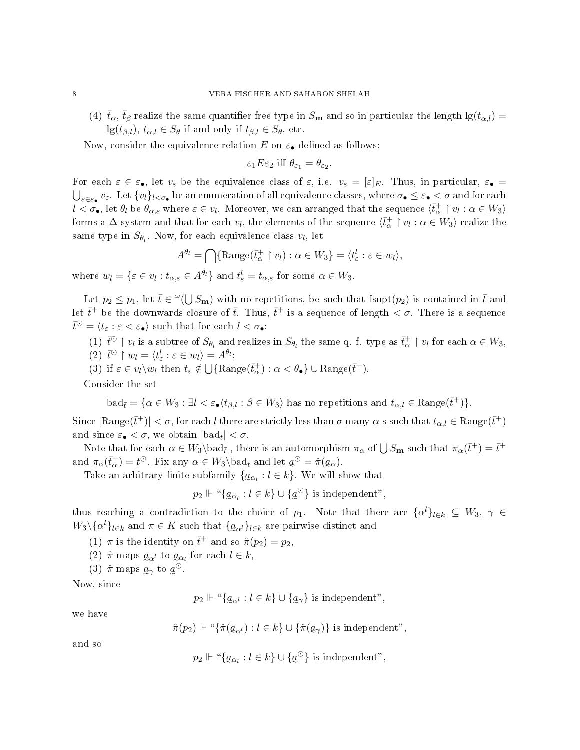(4) $\bar{t}_\alpha$, $\bar{t}_\beta$ realize the same quantifier free type in $S_{\mathbf{m}}$ and so in particular the length $\lg(t_{\alpha,l}) = \lg(t_{\beta,l})$, $t_{\alpha,l} \in S_\theta$ if and only if $t_{\beta,l} \in S_\theta$, etc.

Now, consider the equivalence relation $E$ on $\varepsilon_\bullet$ defined as follows:

$$\varepsilon_1 E \varepsilon_2 \text{ iff } \theta_{\varepsilon_1} = \theta_{\varepsilon_2}.$$

For each $\varepsilon \in \varepsilon_\bullet$, let $v_\varepsilon$ be the equivalence class of $\varepsilon$, i.e. $v_\varepsilon = [\varepsilon]_E$. Thus, in particular, $\varepsilon_\bullet = \bigcup_{\varepsilon \in \varepsilon_\bullet} v_\varepsilon$. Let $\{v_l\}_{l<\sigma_\bullet}$ be an enumeration of all equivalence classes, where $\sigma_\bullet \leq \varepsilon_\bullet < \sigma$ and for each $l < \sigma_\bullet$, let $\theta_l$ be $\theta_{\alpha,\varepsilon}$ where $\varepsilon \in v_l$. Moreover, we can arranged that the sequence $\langle \bar{t}^+_\alpha \restriction v_l : \alpha \in W_3 \rangle$ forms a $\Delta$-system and that for each $v_l$, the elements of the sequence $\langle \bar{t}^+_\alpha \restriction v_l : \alpha \in W_3 \rangle$ realize the same type in $S_{\theta_l}$. Now, for each equivalence class $v_l$, let

$$A^{\theta_l} = \bigcap \{\mathrm{Range}(\bar{t}^+_\alpha \restriction v_l) : \alpha \in W_3\} = \langle t^l_\varepsilon : \varepsilon \in w_l \rangle,$$

where $w_l = \{\varepsilon \in v_l : t_{\alpha,\varepsilon} \in A^{\theta_l}\}$ and $t^l_\varepsilon = t_{\alpha,\varepsilon}$ for some $\alpha \in W_3$.

Let $p_2 \leq p_1$, let $\bar{t} \in {}^\omega(\bigcup S_{\mathbf{m}})$ with no repetitions, be such that $\mathrm{fsupt}(p_2)$ is contained in $\bar{t}$ and let $\bar{t}^+$ be the downwards closure of $\bar{t}$. Thus, $\bar{t}^+$ is a sequence of length $< \sigma$. There is a sequence $\bar{t}^\odot = \langle t_\varepsilon : \varepsilon < \varepsilon_\bullet \rangle$ such that for each $l < \sigma_\bullet$:

(1) $\bar{t}^\odot \restriction v_l$ is a subtree of $S_{\theta_l}$ and realizes in $S_{\theta_l}$ the same q. f. type as $\bar{t}^+_\alpha \restriction v_l$ for each $\alpha \in W_3$,

(2) $\bar{t}^\odot \restriction w_l = \langle t^l_\varepsilon : \varepsilon \in w_l \rangle = A^{\theta_l}$;

(3) if $\varepsilon \in v_l \backslash w_l$ then $t_\varepsilon \notin \bigcup \{\mathrm{Range}(\bar{t}^+_\alpha) : \alpha < \theta_\bullet\} \cup \mathrm{Range}(\bar{t}^+)$.

Consider the set

$$\mathrm{bad}_{\bar{t}} = \{\alpha \in W_3 : \exists l < \varepsilon_\bullet \langle t_{\beta,l} : \beta \in W_3 \rangle \text{ has no repetitions and } t_{\alpha,l} \in \mathrm{Range}(\bar{t}^+)\}.$$

Since $|\mathrm{Range}(\bar{t}^+)| < \sigma$, for each $l$ there are strictly less than $\sigma$ many $\alpha$-s such that $t_{\alpha,l} \in \mathrm{Range}(\bar{t}^+)$ and since $\varepsilon_\bullet < \sigma$, we obtain $|\mathrm{bad}_{\bar{t}}| < \sigma$.

Note that for each $\alpha \in W_3 \backslash \mathrm{bad}_{\bar{t}}$, there is an automorphism $\pi_\alpha$ of $\bigcup S_{\mathbf{m}}$ such that $\pi_\alpha(\bar{t}^+) = \bar{t}^+$ and $\pi_\alpha(\bar{t}^+_\alpha) = t^\odot$. Fix any $\alpha \in W_3 \backslash \mathrm{bad}_{\bar{t}}$ and let $\underset{\sim}{a}^\odot = \hat{\pi}(\underset{\sim}{a}_\alpha)$.

Take an arbitrary finite subfamily $\{\underset{\sim}{a}_{\alpha_l} : l \in k\}$. We will show that

$$p_2 \Vdash \text{“}\{\underset{\sim}{a}_{\alpha_l} : l \in k\} \cup \{\underset{\sim}{a}^\odot\} \text{ is independent”},$$

thus reaching a contradiction to the choice of $p_1$. Note that there are $\{\alpha^l\}_{l \in k} \subseteq W_3$, $\gamma \in W_3 \backslash \{\alpha^l\}_{l \in k}$ and $\pi \in K$ such that $\{\underset{\sim}{a}_{\alpha^l}\}_{l \in k}$ are pairwise distinct and

(1) $\pi$ is the identity on $\bar{t}^+$ and so $\hat{\pi}(p_2) = p_2$,

(2) $\hat{\pi}$ maps $\underset{\sim}{a}_{\alpha^l}$ to $\underset{\sim}{a}_{\alpha_l}$ for each $l \in k$,

(3) $\hat{\pi}$ maps $\underset{\sim}{a}_\gamma$ to $\underset{\sim}{a}^\odot$.

Now, since

$$p_2 \Vdash \text{“}\{\underset{\sim}{a}_{\alpha^l} : l \in k\} \cup \{\underset{\sim}{a}_\gamma\} \text{ is independent”},$$

we have

$$\hat{\pi}(p_2) \Vdash \text{“}\{\hat{\pi}(\underset{\sim}{a}_{\alpha^l}) : l \in k\} \cup \{\hat{\pi}(\underset{\sim}{a}_\gamma)\} \text{ is independent”},$$

and so

$$p_2 \Vdash \text{“}\{\underset{\sim}{a}_{\alpha_l} : l \in k\} \cup \{\underset{\sim}{a}^\odot\} \text{ is independent”},$$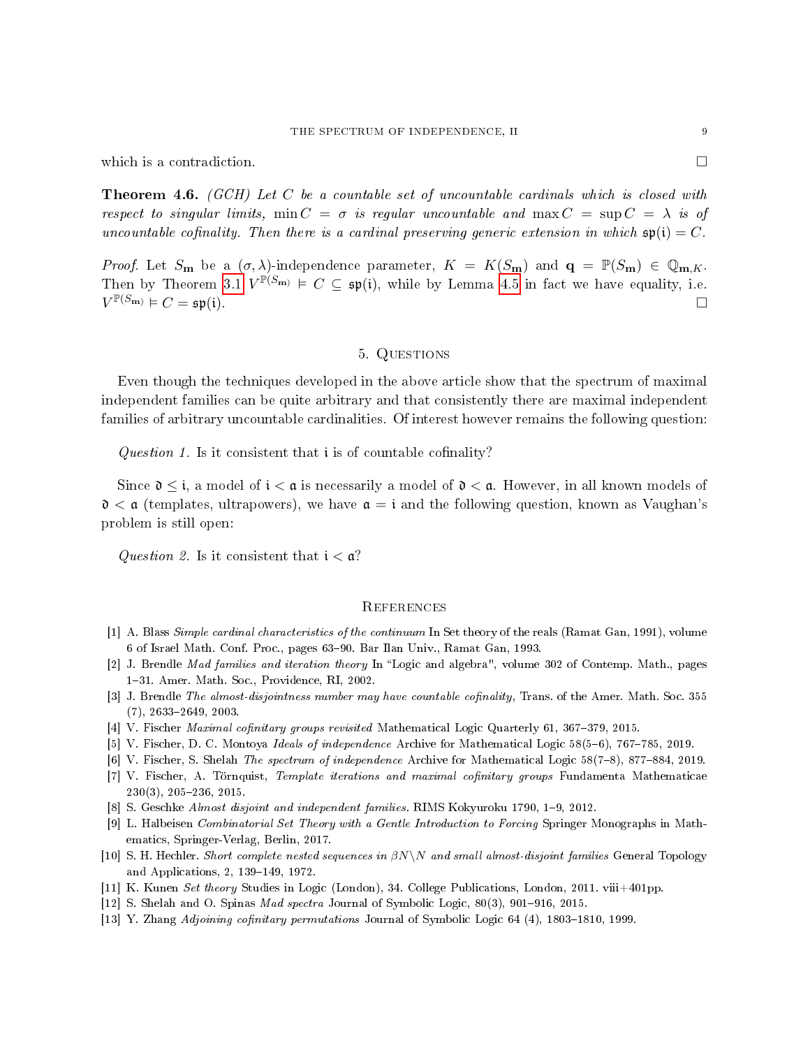which is a contradiction. □

**Theorem 4.6.** *(GCH) Let $C$ be a countable set of uncountable cardinals which is closed with respect to singular limits, $\min C = \sigma$ is regular uncountable and $\max C = \sup C = \lambda$ is of uncountable cofinality. Then there is a cardinal preserving generic extension in which $\mathfrak{sp}(\mathfrak{i}) = C$.*

*Proof.* Let $S_{\mathbf{m}}$ be a $(\sigma, \lambda)$-independence parameter, $K = K(S_{\mathbf{m}})$ and $\mathbf{q} = \mathbb{P}(S_{\mathbf{m}}) \in \mathbb{Q}_{\mathbf{m},K}$. Then by Theorem 3.1 $V^{\mathbb{P}(S_{\mathbf{m}})} \vDash C \subseteq \mathfrak{sp}(\mathfrak{i})$, while by Lemma 4.5 in fact we have equality, i.e. $V^{\mathbb{P}(S_{\mathbf{m}})} \vDash C = \mathfrak{sp}(\mathfrak{i})$. □

## 5. Questions

Even though the techniques developed in the above article show that the spectrum of maximal independent families can be quite arbitrary and that consistently there are maximal independent families of arbitrary uncountable cardinalities. Of interest however remains the following question:

*Question 1.* Is it consistent that $\mathfrak{i}$ is of countable cofinality?

Since $\mathfrak{d} \leq \mathfrak{i}$, a model of $\mathfrak{i} < \mathfrak{a}$ is necessarily a model of $\mathfrak{d} < \mathfrak{a}$. However, in all known models of $\mathfrak{d} < \mathfrak{a}$ (templates, ultrapowers), we have $\mathfrak{a} = \mathfrak{i}$ and the following question, known as Vaughan's problem is still open:

*Question 2.* Is it consistent that $\mathfrak{i} < \mathfrak{a}$?

## References

[1] A. Blass *Simple cardinal characteristics of the continuum* In Set theory of the reals (Ramat Gan, 1991), volume 6 of Israel Math. Conf. Proc., pages 63–90. Bar Ilan Univ., Ramat Gan, 1993.

[2] J. Brendle *Mad families and iteration theory* In "Logic and algebra", volume 302 of Contemp. Math., pages 1–31. Amer. Math. Soc., Providence, RI, 2002.

[3] J. Brendle *The almost-disjointness number may have countable cofinality*, Trans. of the Amer. Math. Soc. 355 (7), 2633–2649, 2003.

[4] V. Fischer *Maximal cofinitary groups revisited* Mathematical Logic Quarterly 61, 367–379, 2015.

[5] V. Fischer, D. C. Montoya *Ideals of independence* Archive for Mathematical Logic 58(5–6), 767–785, 2019.

[6] V. Fischer, S. Shelah *The spectrum of independence* Archive for Mathematical Logic 58(7–8), 877–884, 2019.

[7] V. Fischer, A. Törnquist, *Template iterations and maximal cofinitary groups* Fundamenta Mathematicae 230(3), 205–236, 2015.

[8] S. Geschke *Almost disjoint and independent families.* RIMS Kokyuroku 1790, 1–9, 2012.

[9] L. Halbeisen *Combinatorial Set Theory with a Gentle Introduction to Forcing* Springer Monographs in Mathematics, Springer-Verlag, Berlin, 2017.

[10] S. H. Hechler. *Short complete nested sequences in $\beta N \backslash N$ and small almost-disjoint families* General Topology and Applications, 2, 139–149, 1972.

[11] K. Kunen *Set theory* Studies in Logic (London), 34. College Publications, London, 2011. viii+401pp.

[12] S. Shelah and O. Spinas *Mad spectra* Journal of Symbolic Logic, 80(3), 901–916, 2015.

[13] Y. Zhang *Adjoining cofinitary permutations* Journal of Symbolic Logic 64 (4), 1803–1810, 1999.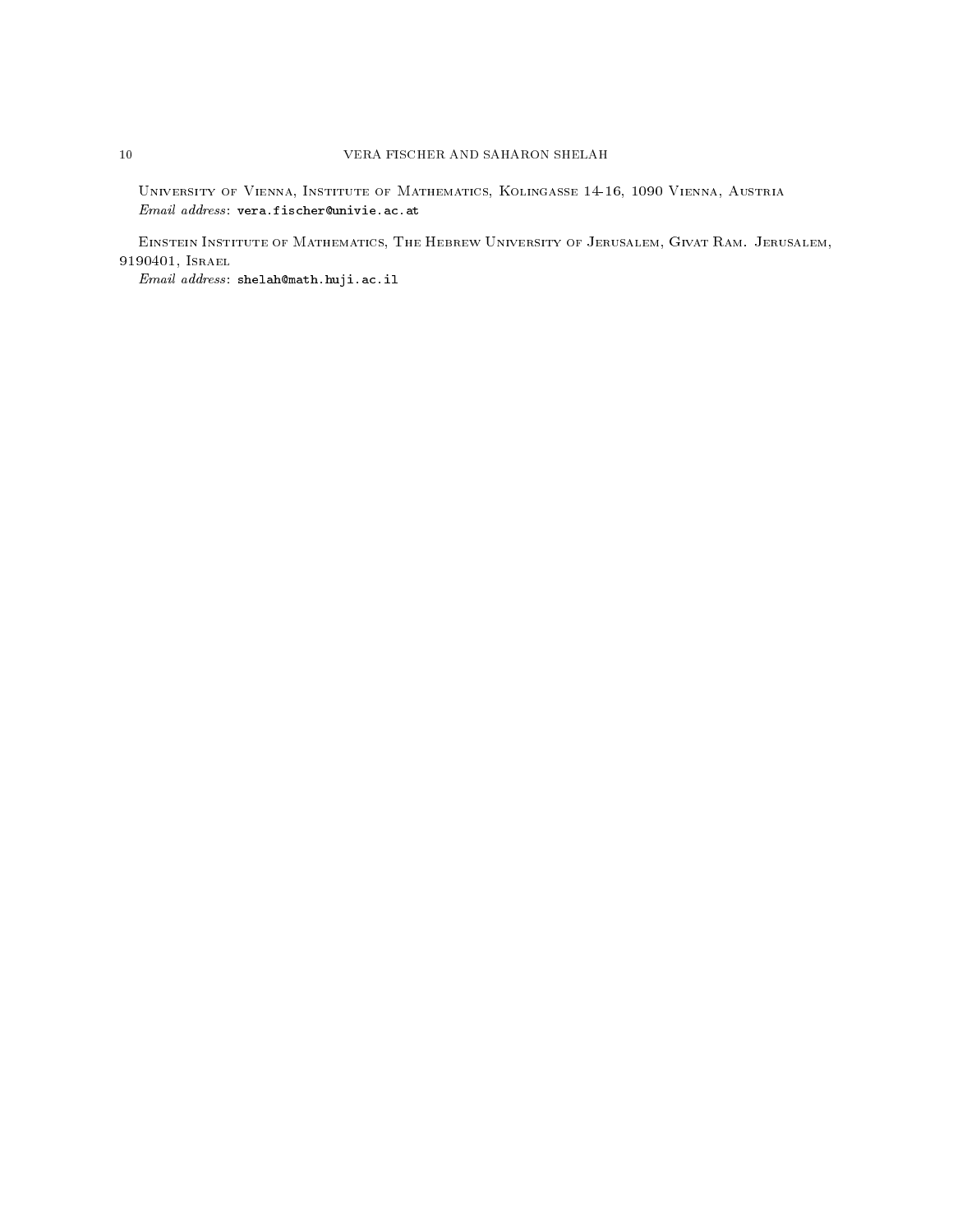University of Vienna, Institute of Mathematics, Kolingasse 14-16, 1090 Vienna, Austria
*Email address*: vera.fischer@univie.ac.at

Einstein Institute of Mathematics, The Hebrew University of Jerusalem, Givat Ram. Jerusalem, 9190401, Israel
*Email address*: shelah@math.huji.ac.il